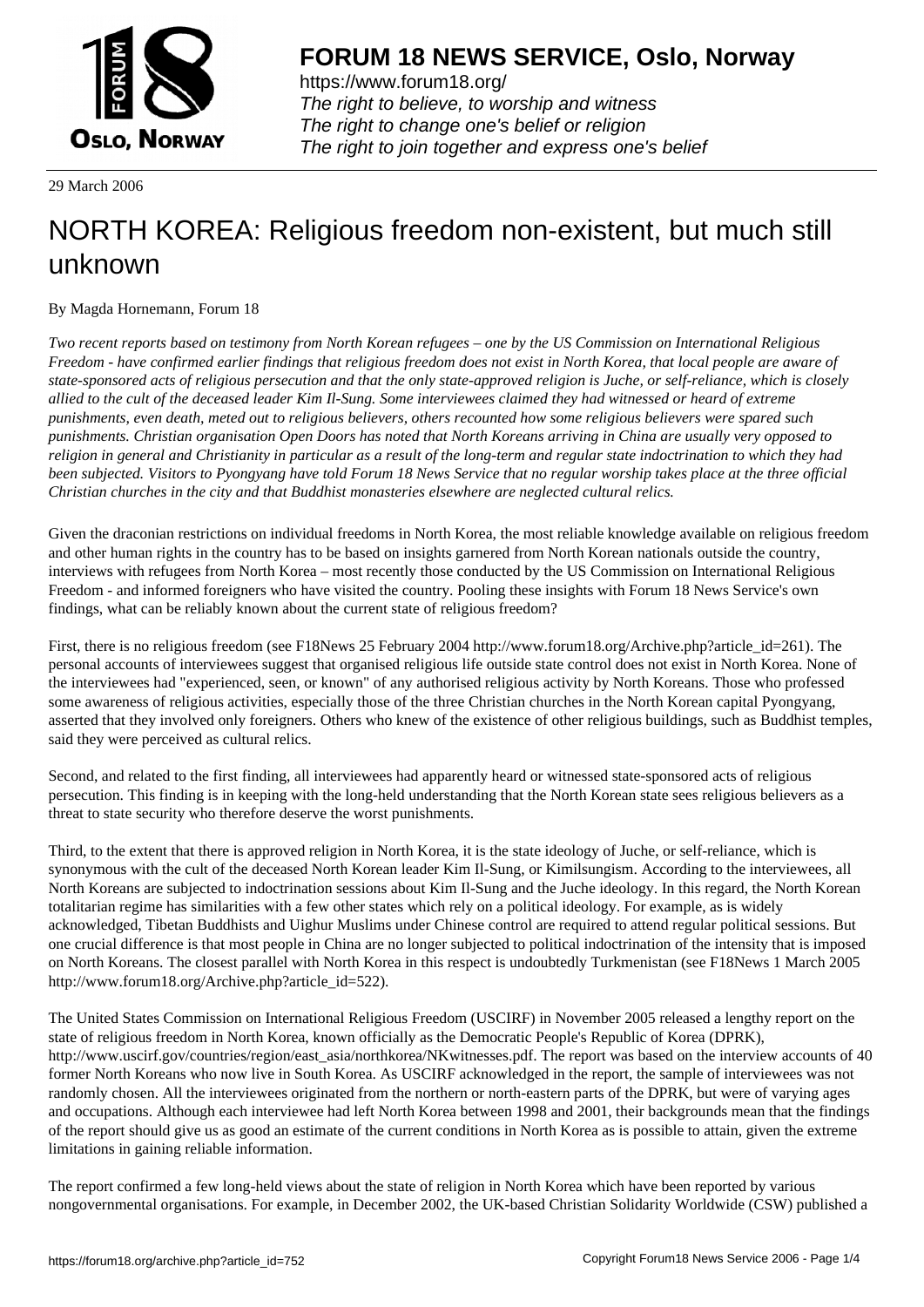29 March 2006

# NORTH KOREA: Religious freedom non-existent, but much still unknown

By Magda Hornemann, Forum 18

*Two recent reports based on testimony from North Korean refugees – one by the US Commission on International Religious Freedom - have confirmed earlier findings that religious freedom does not exist in North Korea, that local people are aware of state-sponsored acts of religious persecution and that the only state-approved religion is Juche, or self-reliance, which is closely allied to the cult of the deceased leader Kim Il-Sung. Some interviewees claimed they had witnessed or heard of extreme punishments, even death, meted out to religious believers, others recounted how some religious believers were spared such punishments. Christian organisation Open Doors has noted that North Koreans arriving in China are usually very opposed to religion in general and Christianity in particular as a result of the long-term and regular state indoctrination to which they had been subjected. Visitors to Pyongyang have told Forum 18 News Service that no regular worship takes place at the three official Christian churches in the city and that Buddhist monasteries elsewhere are neglected cultural relics.*

Given the draconian restrictions on individual freedoms in North Korea, the most reliable knowledge available on religious freedom and other human rights in the country has to be based on insights garnered from North Korean nationals outside the country, interviews with refugees from North Korea – most recently those conducted by the US Commission on International Religious Freedom - and informed foreigners who have visited the country. Pooling these insights with Forum 18 News Service's own findings, what can be reliably known about the current state of religious freedom?

First, there is no religious freedom (see F18News 25 February 2004 http://www.forum18.org/Archive.php?article_id=261). The personal accounts of interviewees suggest that organised religious life outside state control does not exist in North Korea. None of the interviewees had "experienced, seen, or known" of any authorised religious activity by North Koreans. Those who professed some awareness of religious activities, especially those of the three Christian churches in the North Korean capital Pyongyang, asserted that they involved only foreigners. Others who knew of the existence of other religious buildings, such as Buddhist temples, said they were perceived as cultural relics.

Second, and related to the first finding, all interviewees had apparently heard or witnessed state-sponsored acts of religious persecution. This finding is in keeping with the long-held understanding that the North Korean state sees religious believers as a threat to state security who therefore deserve the worst punishments.

Third, to the extent that there is approved religion in North Korea, it is the state ideology of Juche, or self-reliance, which is synonymous with the cult of the deceased North Korean leader Kim Il-Sung, or Kimilsungism. According to the interviewees, all North Koreans are subjected to indoctrination sessions about Kim Il-Sung and the Juche ideology. In this regard, the North Korean totalitarian regime has similarities with a few other states which rely on a political ideology. For example, as is widely acknowledged, Tibetan Buddhists and Uighur Muslims under Chinese control are required to attend regular political sessions. But one crucial difference is that most people in China are no longer subjected to political indoctrination of the intensity that is imposed on North Koreans. The closest parallel with North Korea in this respect is undoubtedly Turkmenistan (see F18News 1 March 2005 http://www.forum18.org/Archive.php?article_id=522).

The United States Commission on International Religious Freedom (USCIRF) in November 2005 released a lengthy report on the state of religious freedom in North Korea, known officially as the Democratic People's Republic of Korea (DPRK), http://www.uscirf.gov/countries/region/east_asia/northkorea/NKwitnesses.pdf. The report was based on the interview accounts of 40 former North Koreans who now live in South Korea. As USCIRF acknowledged in the report, the sample of interviewees was not randomly chosen. All the interviewees originated from the northern or north-eastern parts of the DPRK, but were of varying ages and occupations. Although each interviewee had left North Korea between 1998 and 2001, their backgrounds mean that the findings of the report should give us as good an estimate of the current conditions in North Korea as is possible to attain, given the extreme limitations in gaining reliable information.

The report confirmed a few long-held views about the state of religion in North Korea which have been reported by various nongovernmental organisations. For example, in December 2002, the UK-based Christian Solidarity Worldwide (CSW) published a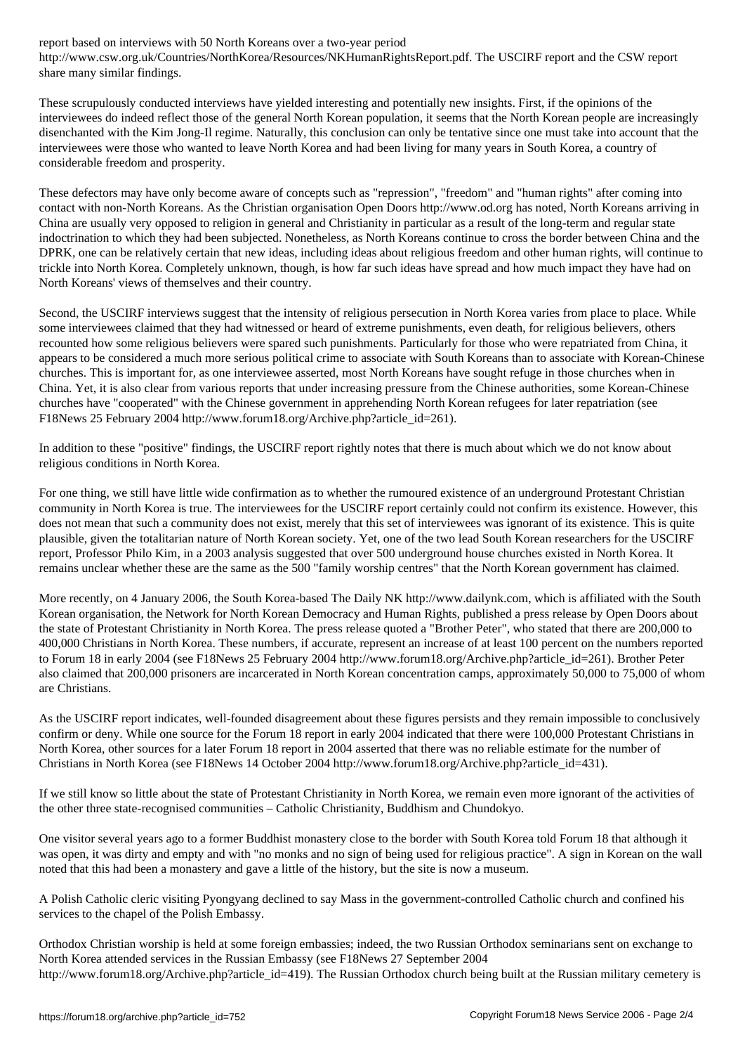report based on interviews with 50 North Koreans over a two-year period http://www.csw.org.uk/Countries/NorthKorea/Resources/NKHumanRightsReport.pdf. The USCIRF report and the CSW report share many similar findings.

These scrupulously conducted interviews have yielded interesting and potentially new insights. First, if the opinions of the interviewees do indeed reflect those of the general North Korean population, it seems that the North Korean people are increasingly disenchanted with the Kim Jong-Il regime. Naturally, this conclusion can only be tentative since one must take into account that the interviewees were those who wanted to leave North Korea and had been living for many years in South Korea, a country of considerable freedom and prosperity.

These defectors may have only become aware of concepts such as "repression", "freedom" and "human rights" after coming into contact with non-North Koreans. As the Christian organisation Open Doors http://www.od.org has noted, North Koreans arriving in China are usually very opposed to religion in general and Christianity in particular as a result of the long-term and regular state indoctrination to which they had been subjected. Nonetheless, as North Koreans continue to cross the border between China and the DPRK, one can be relatively certain that new ideas, including ideas about religious freedom and other human rights, will continue to trickle into North Korea. Completely unknown, though, is how far such ideas have spread and how much impact they have had on North Koreans' views of themselves and their country.

Second, the USCIRF interviews suggest that the intensity of religious persecution in North Korea varies from place to place. While some interviewees claimed that they had witnessed or heard of extreme punishments, even death, for religious believers, others recounted how some religious believers were spared such punishments. Particularly for those who were repatriated from China, it appears to be considered a much more serious political crime to associate with South Koreans than to associate with Korean-Chinese churches. This is important for, as one interviewee asserted, most North Koreans have sought refuge in those churches when in China. Yet, it is also clear from various reports that under increasing pressure from the Chinese authorities, some Korean-Chinese churches have "cooperated" with the Chinese government in apprehending North Korean refugees for later repatriation (see F18News 25 February 2004 http://www.forum18.org/Archive.php?article_id=261).

In addition to these "positive" findings, the USCIRF report rightly notes that there is much about which we do not know about religious conditions in North Korea.

For one thing, we still have little wide confirmation as to whether the rumoured existence of an underground Protestant Christian community in North Korea is true. The interviewees for the USCIRF report certainly could not confirm its existence. However, this does not mean that such a community does not exist, merely that this set of interviewees was ignorant of its existence. This is quite plausible, given the totalitarian nature of North Korean society. Yet, one of the two lead South Korean researchers for the USCIRF report, Professor Philo Kim, in a 2003 analysis suggested that over 500 underground house churches existed in North Korea. It remains unclear whether these are the same as the 500 "family worship centres" that the North Korean government has claimed.

More recently, on 4 January 2006, the South Korea-based The Daily NK http://www.dailynk.com, which is affiliated with the South Korean organisation, the Network for North Korean Democracy and Human Rights, published a press release by Open Doors about the state of Protestant Christianity in North Korea. The press release quoted a "Brother Peter", who stated that there are 200,000 to 400,000 Christians in North Korea. These numbers, if accurate, represent an increase of at least 100 percent on the numbers reported to Forum 18 in early 2004 (see F18News 25 February 2004 http://www.forum18.org/Archive.php?article_id=261). Brother Peter also claimed that 200,000 prisoners are incarcerated in North Korean concentration camps, approximately 50,000 to 75,000 of whom are Christians.

As the USCIRF report indicates, well-founded disagreement about these figures persists and they remain impossible to conclusively confirm or deny. While one source for the Forum 18 report in early 2004 indicated that there were 100,000 Protestant Christians in North Korea, other sources for a later Forum 18 report in 2004 asserted that there was no reliable estimate for the number of Christians in North Korea (see F18News 14 October 2004 http://www.forum18.org/Archive.php?article_id=431).

If we still know so little about the state of Protestant Christianity in North Korea, we remain even more ignorant of the activities of the other three state-recognised communities – Catholic Christianity, Buddhism and Chundokyo.

One visitor several years ago to a former Buddhist monastery close to the border with South Korea told Forum 18 that although it was open, it was dirty and empty and with "no monks and no sign of being used for religious practice". A sign in Korean on the wall noted that this had been a monastery and gave a little of the history, but the site is now a museum.

A Polish Catholic cleric visiting Pyongyang declined to say Mass in the government-controlled Catholic church and confined his services to the chapel of the Polish Embassy.

Orthodox Christian worship is held at some foreign embassies; indeed, the two Russian Orthodox seminarians sent on exchange to North Korea attended services in the Russian Embassy (see F18News 27 September 2004 http://www.forum18.org/Archive.php?article_id=419). The Russian Orthodox church being built at the Russian military cemetery is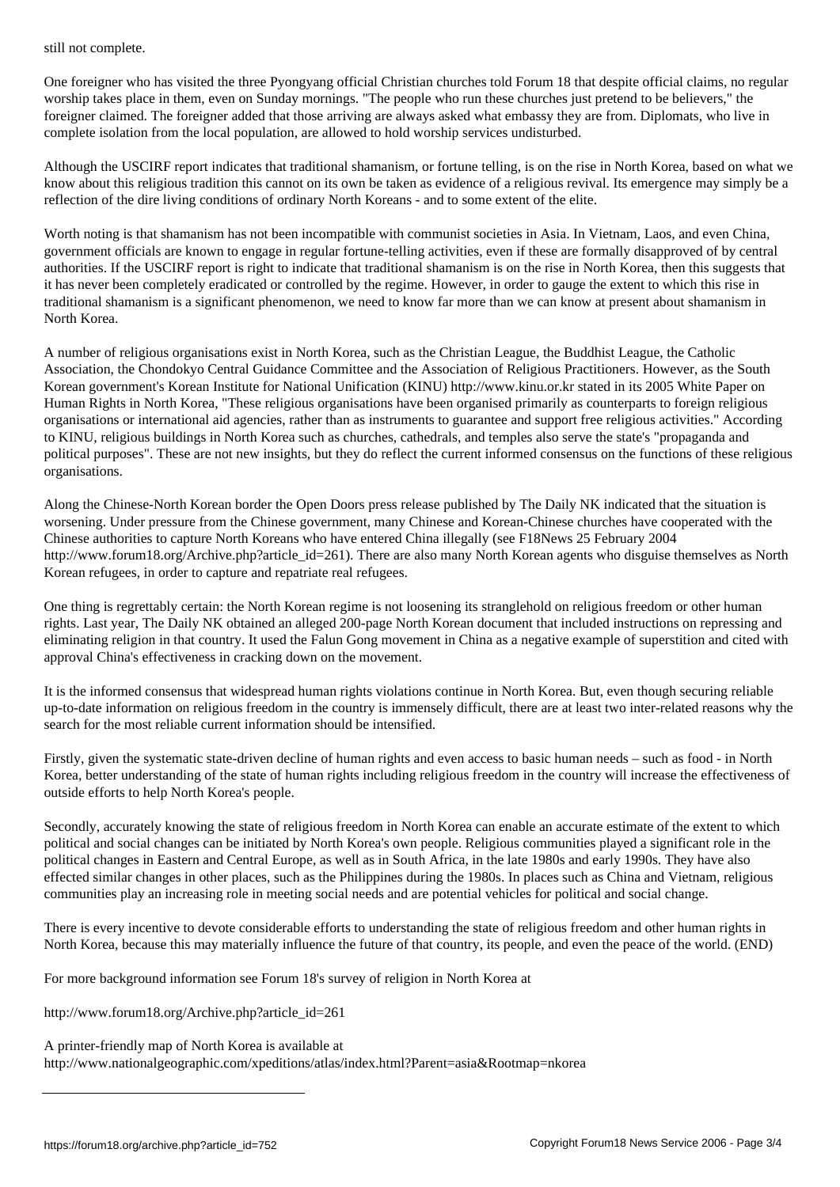still not complete.

One foreigner who has visited the three Pyongyang official Christian churches told Forum 18 that despite official claims, no regular worship takes place in them, even on Sunday mornings. "The people who run these churches just pretend to be believers," the foreigner claimed. The foreigner added that those arriving are always asked what embassy they are from. Diplomats, who live in complete isolation from the local population, are allowed to hold worship services undisturbed.

Although the USCIRF report indicates that traditional shamanism, or fortune telling, is on the rise in North Korea, based on what we know about this religious tradition this cannot on its own be taken as evidence of a religious revival. Its emergence may simply be a reflection of the dire living conditions of ordinary North Koreans - and to some extent of the elite.

Worth noting is that shamanism has not been incompatible with communist societies in Asia. In Vietnam, Laos, and even China, government officials are known to engage in regular fortune-telling activities, even if these are formally disapproved of by central authorities. If the USCIRF report is right to indicate that traditional shamanism is on the rise in North Korea, then this suggests that it has never been completely eradicated or controlled by the regime. However, in order to gauge the extent to which this rise in traditional shamanism is a significant phenomenon, we need to know far more than we can know at present about shamanism in North Korea.

A number of religious organisations exist in North Korea, such as the Christian League, the Buddhist League, the Catholic Association, the Chondokyo Central Guidance Committee and the Association of Religious Practitioners. However, as the South Korean government's Korean Institute for National Unification (KINU) http://www.kinu.or.kr stated in its 2005 White Paper on Human Rights in North Korea, "These religious organisations have been organised primarily as counterparts to foreign religious organisations or international aid agencies, rather than as instruments to guarantee and support free religious activities." According to KINU, religious buildings in North Korea such as churches, cathedrals, and temples also serve the state's "propaganda and political purposes". These are not new insights, but they do reflect the current informed consensus on the functions of these religious organisations.

Along the Chinese-North Korean border the Open Doors press release published by The Daily NK indicated that the situation is worsening. Under pressure from the Chinese government, many Chinese and Korean-Chinese churches have cooperated with the Chinese authorities to capture North Koreans who have entered China illegally (see F18News 25 February 2004 http://www.forum18.org/Archive.php?article_id=261). There are also many North Korean agents who disguise themselves as North Korean refugees, in order to capture and repatriate real refugees.

One thing is regrettably certain: the North Korean regime is not loosening its stranglehold on religious freedom or other human rights. Last year, The Daily NK obtained an alleged 200-page North Korean document that included instructions on repressing and eliminating religion in that country. It used the Falun Gong movement in China as a negative example of superstition and cited with approval China's effectiveness in cracking down on the movement.

It is the informed consensus that widespread human rights violations continue in North Korea. But, even though securing reliable up-to-date information on religious freedom in the country is immensely difficult, there are at least two inter-related reasons why the search for the most reliable current information should be intensified.

Firstly, given the systematic state-driven decline of human rights and even access to basic human needs – such as food - in North Korea, better understanding of the state of human rights including religious freedom in the country will increase the effectiveness of outside efforts to help North Korea's people.

Secondly, accurately knowing the state of religious freedom in North Korea can enable an accurate estimate of the extent to which political and social changes can be initiated by North Korea's own people. Religious communities played a significant role in the political changes in Eastern and Central Europe, as well as in South Africa, in the late 1980s and early 1990s. They have also effected similar changes in other places, such as the Philippines during the 1980s. In places such as China and Vietnam, religious communities play an increasing role in meeting social needs and are potential vehicles for political and social change.

There is every incentive to devote considerable efforts to understanding the state of religious freedom and other human rights in North Korea, because this may materially influence the future of that country, its people, and even the peace of the world. (END)

For more background information see Forum 18's survey of religion in North Korea at

http://www.forum18.org/Archive.php?article_id=261

A printer-friendly map of North Korea is available at
http://www.nationalgeographic.com/xpeditions/atlas/index.html?Parent=asia&Rootmap=nkorea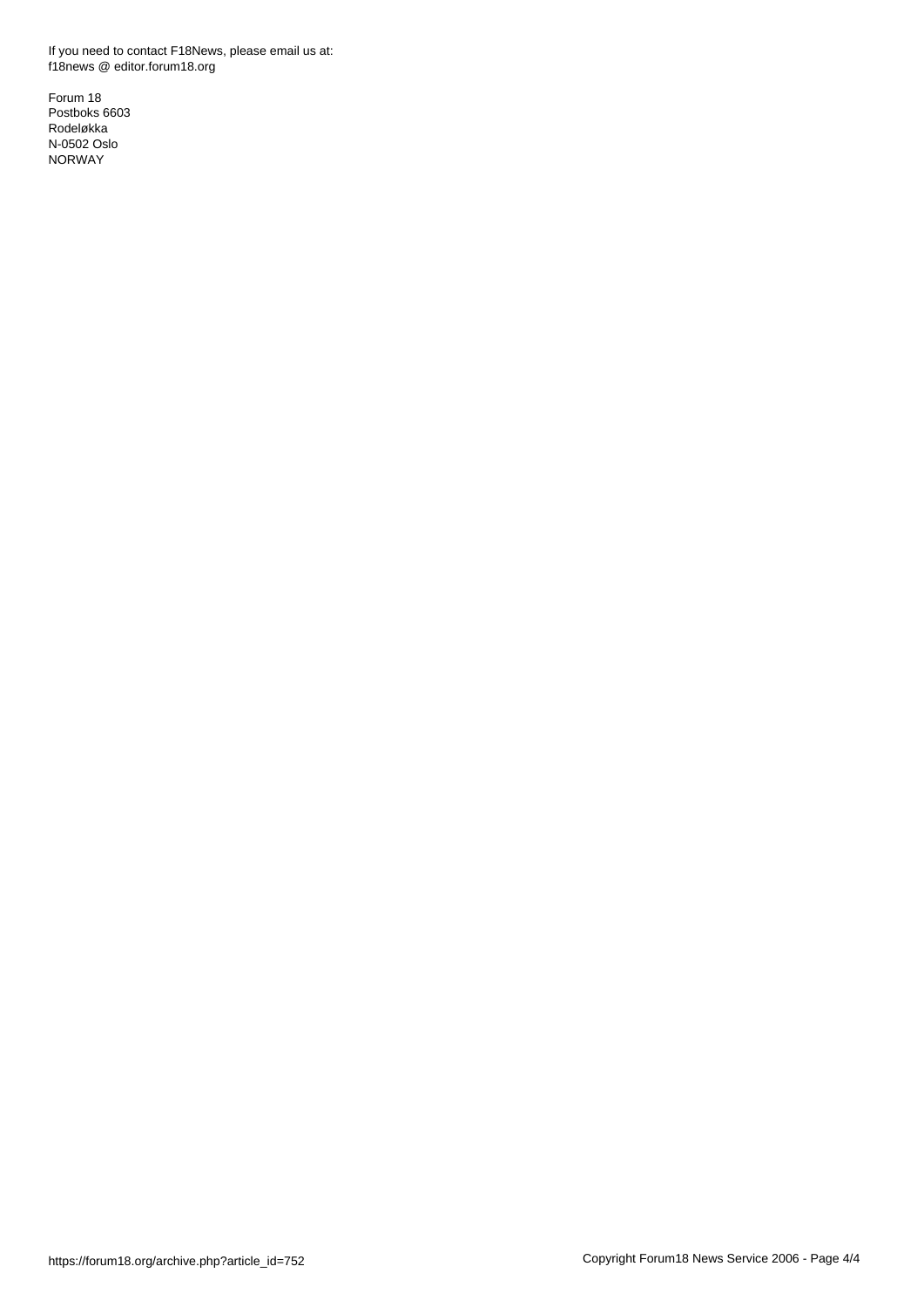If you need to contact F18News, please email us at:
f18news @ editor.forum18.org

Forum 18
Postboks 6603
Rodeløkka
N-0502 Oslo
NORWAY